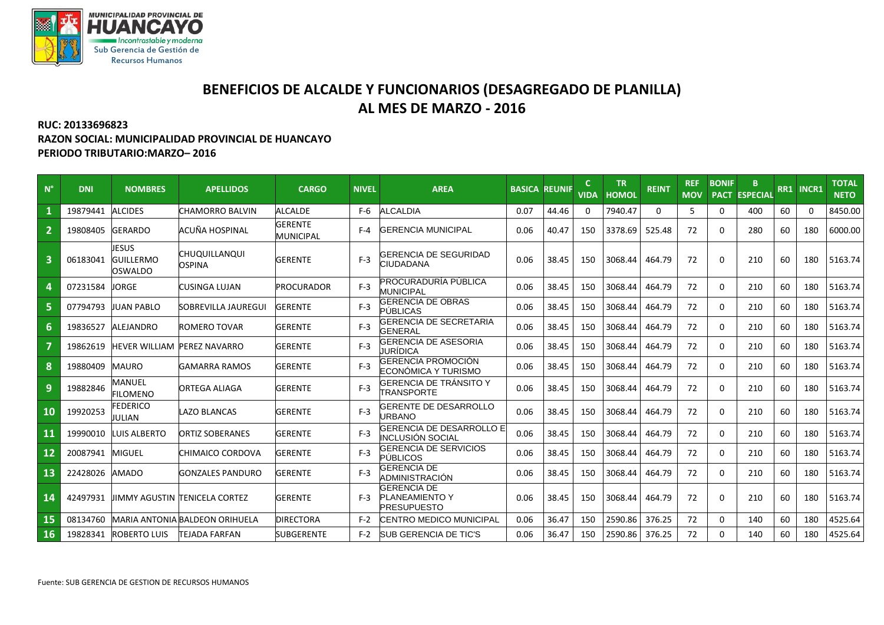MUNICIPALIDAD PROVINCIAL DE HUANCAYO
Incontrastable y moderna
Sub Gerencia de Gestión de Recursos Humanos

# BENEFICIOS DE ALCALDE Y FUNCIONARIOS (DESAGREGADO DE PLANILLA)
## AL MES DE MARZO - 2016

**RUC: 20133696823**
**RAZON SOCIAL: MUNICIPALIDAD PROVINCIAL DE HUANCAYO**
**PERIODO TRIBUTARIO:MARZO– 2016**

| N° | DNI | NOMBRES | APELLIDOS | CARGO | NIVEL | AREA | BASICA | REUNIF | C VIDA | TR HOMOL | REINT | REF MOV | BONIF PACT | B ESPECIAL | RR1 | INCR1 | TOTAL NETO |
|---|---|---|---|---|---|---|---|---|---|---|---|---|---|---|---|---|---|
| 1 | 19879441 | ALCIDES | CHAMORRO BALVIN | ALCALDE | F-6 | ALCALDIA | 0.07 | 44.46 | 0 | 7940.47 | 0 | 5 | 0 | 400 | 60 | 0 | 8450.00 |
| 2 | 19808405 | GERARDO | ACUÑA HOSPINAL | GERENTE MUNICIPAL | F-4 | GERENCIA MUNICIPAL | 0.06 | 40.47 | 150 | 3378.69 | 525.48 | 72 | 0 | 280 | 60 | 180 | 6000.00 |
| 3 | 06183041 | JESUS GUILLERMO OSWALDO | CHUQUILLANQUI OSPINA | GERENTE | F-3 | GERENCIA DE SEGURIDAD CIUDADANA | 0.06 | 38.45 | 150 | 3068.44 | 464.79 | 72 | 0 | 210 | 60 | 180 | 5163.74 |
| 4 | 07231584 | JORGE | CUSINGA LUJAN | PROCURADOR | F-3 | PROCURADURÍA PÚBLICA MUNICIPAL | 0.06 | 38.45 | 150 | 3068.44 | 464.79 | 72 | 0 | 210 | 60 | 180 | 5163.74 |
| 5 | 07794793 | JUAN PABLO | SOBREVILLA JAUREGUI | GERENTE | F-3 | GERENCIA DE OBRAS PÚBLICAS | 0.06 | 38.45 | 150 | 3068.44 | 464.79 | 72 | 0 | 210 | 60 | 180 | 5163.74 |
| 6 | 19836527 | ALEJANDRO | ROMERO TOVAR | GERENTE | F-3 | GERENCIA DE SECRETARIA GENERAL | 0.06 | 38.45 | 150 | 3068.44 | 464.79 | 72 | 0 | 210 | 60 | 180 | 5163.74 |
| 7 | 19862619 | HEVER WILLIAM | PEREZ NAVARRO | GERENTE | F-3 | GERENCIA DE ASESORIA JURÍDICA | 0.06 | 38.45 | 150 | 3068.44 | 464.79 | 72 | 0 | 210 | 60 | 180 | 5163.74 |
| 8 | 19880409 | MAURO | GAMARRA RAMOS | GERENTE | F-3 | GERENCIA PROMOCIÓN ECONÓMICA Y TURISMO | 0.06 | 38.45 | 150 | 3068.44 | 464.79 | 72 | 0 | 210 | 60 | 180 | 5163.74 |
| 9 | 19882846 | MANUEL FILOMENO | ORTEGA ALIAGA | GERENTE | F-3 | GERENCIA DE TRÁNSITO Y TRANSPORTE | 0.06 | 38.45 | 150 | 3068.44 | 464.79 | 72 | 0 | 210 | 60 | 180 | 5163.74 |
| 10 | 19920253 | FEDERICO JULIAN | LAZO BLANCAS | GERENTE | F-3 | GERENTE DE DESARROLLO URBANO | 0.06 | 38.45 | 150 | 3068.44 | 464.79 | 72 | 0 | 210 | 60 | 180 | 5163.74 |
| 11 | 19990010 | LUIS ALBERTO | ORTIZ SOBERANES | GERENTE | F-3 | GERENCIA DE DESARROLLO E INCLUSIÓN SOCIAL | 0.06 | 38.45 | 150 | 3068.44 | 464.79 | 72 | 0 | 210 | 60 | 180 | 5163.74 |
| 12 | 20087941 | MIGUEL | CHIMAICO CORDOVA | GERENTE | F-3 | GERENCIA DE SERVICIOS PÚBLICOS | 0.06 | 38.45 | 150 | 3068.44 | 464.79 | 72 | 0 | 210 | 60 | 180 | 5163.74 |
| 13 | 22428026 | AMADO | GONZALES PANDURO | GERENTE | F-3 | GERENCIA DE ADMINISTRACIÓN | 0.06 | 38.45 | 150 | 3068.44 | 464.79 | 72 | 0 | 210 | 60 | 180 | 5163.74 |
| 14 | 42497931 | JIMMY AGUSTIN | TENICELA CORTEZ | GERENTE | F-3 | GERENCIA DE PLANEAMIENTO Y PRESUPUESTO | 0.06 | 38.45 | 150 | 3068.44 | 464.79 | 72 | 0 | 210 | 60 | 180 | 5163.74 |
| 15 | 08134760 | MARIA ANTONIA | BALDEON ORIHUELA | DIRECTORA | F-2 | CENTRO MEDICO MUNICIPAL | 0.06 | 36.47 | 150 | 2590.86 | 376.25 | 72 | 0 | 140 | 60 | 180 | 4525.64 |
| 16 | 19828341 | ROBERTO LUIS | TEJADA FARFAN | SUBGERENTE | F-2 | SUB GERENCIA DE TIC'S | 0.06 | 36.47 | 150 | 2590.86 | 376.25 | 72 | 0 | 140 | 60 | 180 | 4525.64 |

Fuente: SUB GERENCIA DE GESTION DE RECURSOS HUMANOS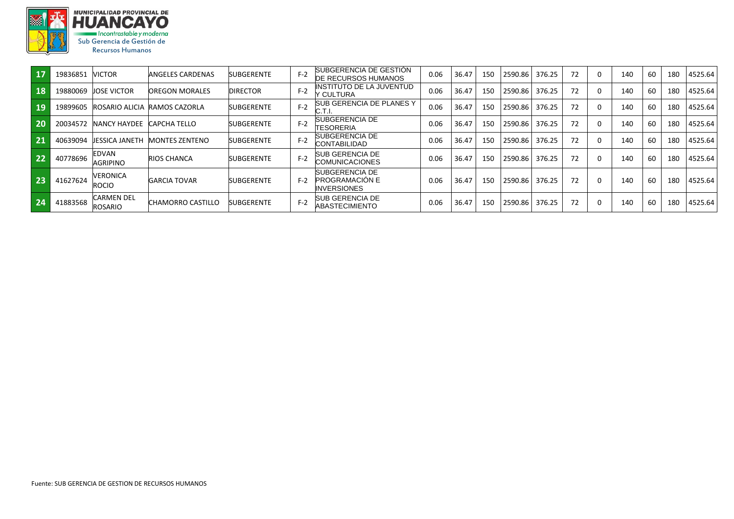| | | | | | | | | | | | | | | | | | | |
|---|---|---|---|---|---|---|---|---|---|---|---|---|---|---|---|---|---|---|
| 17 | 19836851 | VICTOR | ANGELES CARDENAS | SUBGERENTE | F-2 | SUBGERENCIA DE GESTIÓN DE RECURSOS HUMANOS | 0.06 | 36.47 | 150 | 2590.86 | 376.25 | 72 | 0 | 140 | 60 | 180 | 4525.64 |
| 18 | 19880069 | JOSE VICTOR | OREGON MORALES | DIRECTOR | F-2 | INSTITUTO DE LA JUVENTUD Y CULTURA | 0.06 | 36.47 | 150 | 2590.86 | 376.25 | 72 | 0 | 140 | 60 | 180 | 4525.64 |
| 19 | 19899605 | ROSARIO ALICIA | RAMOS CAZORLA | SUBGERENTE | F-2 | SUB GERENCIA DE PLANES Y C.T.I. | 0.06 | 36.47 | 150 | 2590.86 | 376.25 | 72 | 0 | 140 | 60 | 180 | 4525.64 |
| 20 | 20034572 | NANCY HAYDEE | CAPCHA TELLO | SUBGERENTE | F-2 | SUBGERENCIA DE TESORERIA | 0.06 | 36.47 | 150 | 2590.86 | 376.25 | 72 | 0 | 140 | 60 | 180 | 4525.64 |
| 21 | 40639094 | JESSICA JANETH | MONTES ZENTENO | SUBGERENTE | F-2 | SUBGERENCIA DE CONTABILIDAD | 0.06 | 36.47 | 150 | 2590.86 | 376.25 | 72 | 0 | 140 | 60 | 180 | 4525.64 |
| 22 | 40778696 | EDVAN AGRIPINO | RIOS CHANCA | SUBGERENTE | F-2 | SUB GERENCIA DE COMUNICACIONES | 0.06 | 36.47 | 150 | 2590.86 | 376.25 | 72 | 0 | 140 | 60 | 180 | 4525.64 |
| 23 | 41627624 | VERONICA ROCIO | GARCIA TOVAR | SUBGERENTE | F-2 | SUBGERENCIA DE PROGRAMACIÓN E INVERSIONES | 0.06 | 36.47 | 150 | 2590.86 | 376.25 | 72 | 0 | 140 | 60 | 180 | 4525.64 |
| 24 | 41883568 | CARMEN DEL ROSARIO | CHAMORRO CASTILLO | SUBGERENTE | F-2 | SUB GERENCIA DE ABASTECIMIENTO | 0.06 | 36.47 | 150 | 2590.86 | 376.25 | 72 | 0 | 140 | 60 | 180 | 4525.64 |

Fuente: SUB GERENCIA DE GESTION DE RECURSOS HUMANOS